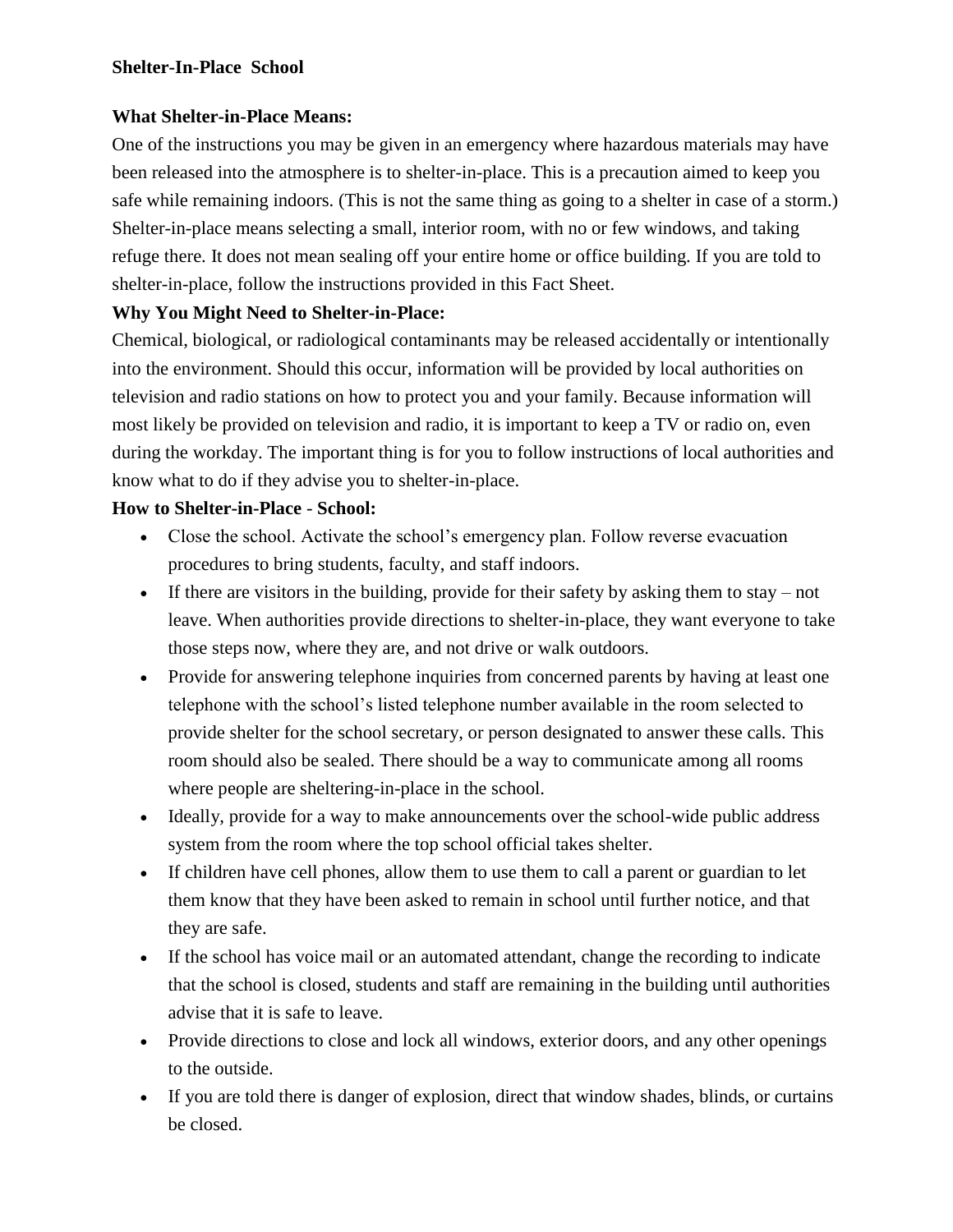**Shelter-In-Place School**

**What Shelter-in-Place Means:**

One of the instructions you may be given in an emergency where hazardous materials may have been released into the atmosphere is to shelter-in-place. This is a precaution aimed to keep you safe while remaining indoors. (This is not the same thing as going to a shelter in case of a storm.) Shelter-in-place means selecting a small, interior room, with no or few windows, and taking refuge there. It does not mean sealing off your entire home or office building. If you are told to shelter-in-place, follow the instructions provided in this Fact Sheet.

**Why You Might Need to Shelter-in-Place:**

Chemical, biological, or radiological contaminants may be released accidentally or intentionally into the environment. Should this occur, information will be provided by local authorities on television and radio stations on how to protect you and your family. Because information will most likely be provided on television and radio, it is important to keep a TV or radio on, even during the workday. The important thing is for you to follow instructions of local authorities and know what to do if they advise you to shelter-in-place.

**How to Shelter-in-Place - School:**

- Close the school. Activate the school's emergency plan. Follow reverse evacuation procedures to bring students, faculty, and staff indoors.
- If there are visitors in the building, provide for their safety by asking them to stay – not leave. When authorities provide directions to shelter-in-place, they want everyone to take those steps now, where they are, and not drive or walk outdoors.
- Provide for answering telephone inquiries from concerned parents by having at least one telephone with the school's listed telephone number available in the room selected to provide shelter for the school secretary, or person designated to answer these calls. This room should also be sealed. There should be a way to communicate among all rooms where people are sheltering-in-place in the school.
- Ideally, provide for a way to make announcements over the school-wide public address system from the room where the top school official takes shelter.
- If children have cell phones, allow them to use them to call a parent or guardian to let them know that they have been asked to remain in school until further notice, and that they are safe.
- If the school has voice mail or an automated attendant, change the recording to indicate that the school is closed, students and staff are remaining in the building until authorities advise that it is safe to leave.
- Provide directions to close and lock all windows, exterior doors, and any other openings to the outside.
- If you are told there is danger of explosion, direct that window shades, blinds, or curtains be closed.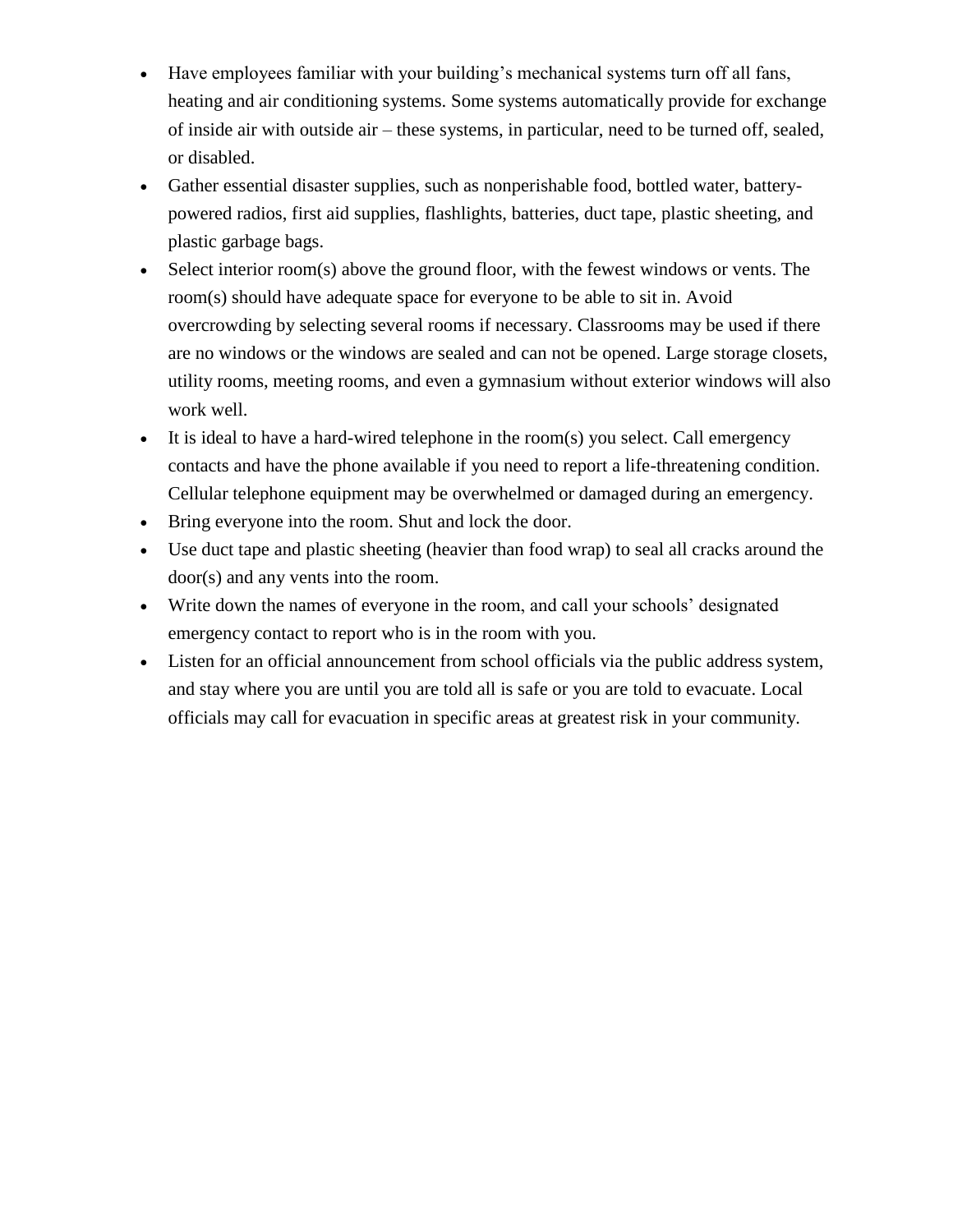- Have employees familiar with your building's mechanical systems turn off all fans, heating and air conditioning systems. Some systems automatically provide for exchange of inside air with outside air – these systems, in particular, need to be turned off, sealed, or disabled.
- Gather essential disaster supplies, such as nonperishable food, bottled water, battery-powered radios, first aid supplies, flashlights, batteries, duct tape, plastic sheeting, and plastic garbage bags.
- Select interior room(s) above the ground floor, with the fewest windows or vents. The room(s) should have adequate space for everyone to be able to sit in. Avoid overcrowding by selecting several rooms if necessary. Classrooms may be used if there are no windows or the windows are sealed and can not be opened. Large storage closets, utility rooms, meeting rooms, and even a gymnasium without exterior windows will also work well.
- It is ideal to have a hard-wired telephone in the room(s) you select. Call emergency contacts and have the phone available if you need to report a life-threatening condition. Cellular telephone equipment may be overwhelmed or damaged during an emergency.
- Bring everyone into the room. Shut and lock the door.
- Use duct tape and plastic sheeting (heavier than food wrap) to seal all cracks around the door(s) and any vents into the room.
- Write down the names of everyone in the room, and call your schools' designated emergency contact to report who is in the room with you.
- Listen for an official announcement from school officials via the public address system, and stay where you are until you are told all is safe or you are told to evacuate. Local officials may call for evacuation in specific areas at greatest risk in your community.